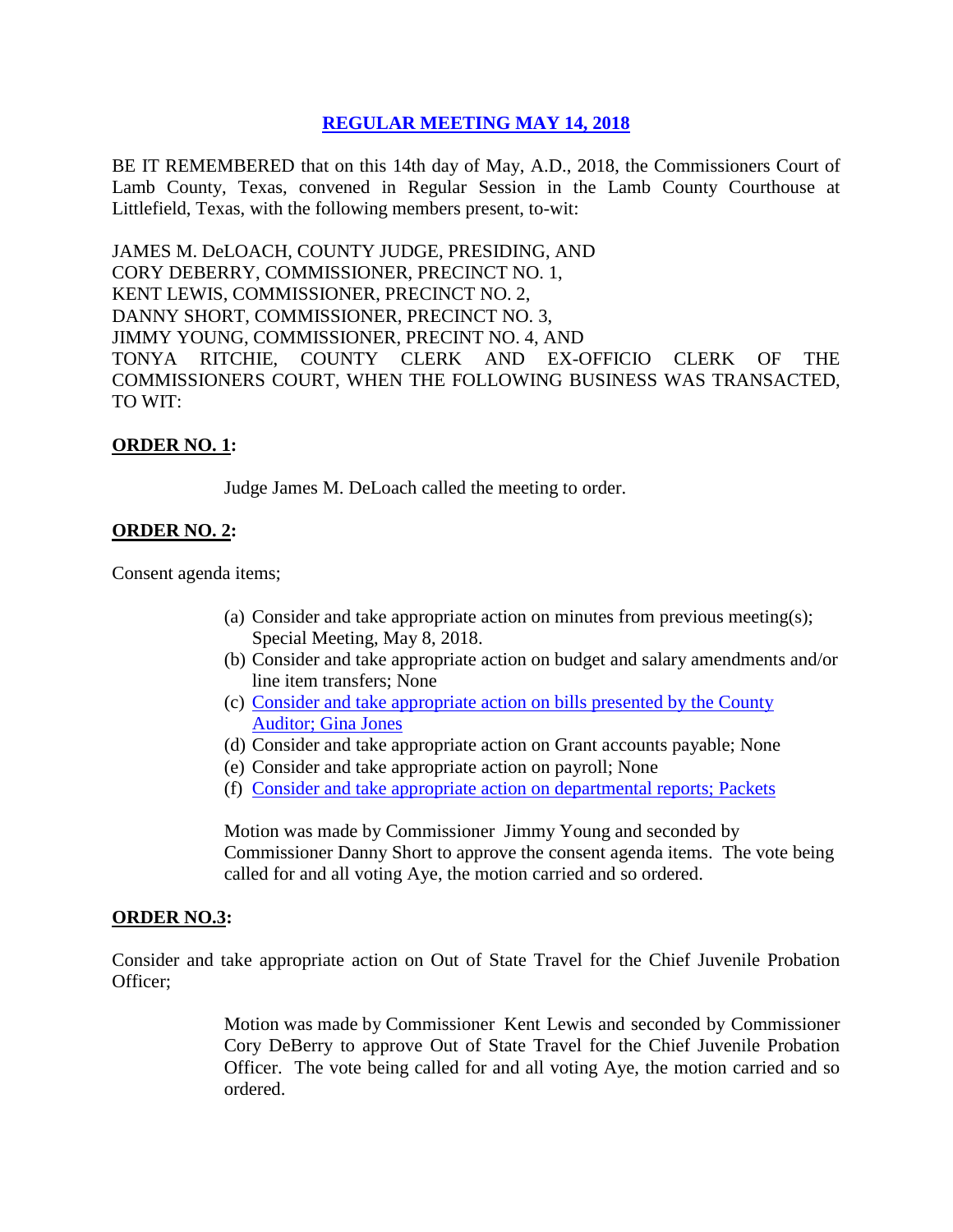# REGULAR MEETING MAY 14, 2018

BE IT REMEMBERED that on this 14th day of May, A.D., 2018, the Commissioners Court of Lamb County, Texas, convened in Regular Session in the Lamb County Courthouse at Littlefield, Texas, with the following members present, to-wit:

JAMES M. DeLOACH, COUNTY JUDGE, PRESIDING, AND
CORY DEBERRY, COMMISSIONER, PRECINCT NO. 1,
KENT LEWIS, COMMISSIONER, PRECINCT NO. 2,
DANNY SHORT, COMMISSIONER, PRECINCT NO. 3,
JIMMY YOUNG, COMMISSIONER, PRECINT NO. 4, AND
TONYA RITCHIE, COUNTY CLERK AND EX-OFFICIO CLERK OF THE COMMISSIONERS COURT, WHEN THE FOLLOWING BUSINESS WAS TRANSACTED, TO WIT:

**ORDER NO. 1:**

Judge James M. DeLoach called the meeting to order.

**ORDER NO. 2:**

Consent agenda items;

(a) Consider and take appropriate action on minutes from previous meeting(s); Special Meeting, May 8, 2018.
(b) Consider and take appropriate action on budget and salary amendments and/or line item transfers; None
(c) Consider and take appropriate action on bills presented by the County Auditor; Gina Jones
(d) Consider and take appropriate action on Grant accounts payable; None
(e) Consider and take appropriate action on payroll; None
(f) Consider and take appropriate action on departmental reports; Packets

Motion was made by Commissioner Jimmy Young and seconded by Commissioner Danny Short to approve the consent agenda items. The vote being called for and all voting Aye, the motion carried and so ordered.

**ORDER NO.3:**

Consider and take appropriate action on Out of State Travel for the Chief Juvenile Probation Officer;

Motion was made by Commissioner Kent Lewis and seconded by Commissioner Cory DeBerry to approve Out of State Travel for the Chief Juvenile Probation Officer. The vote being called for and all voting Aye, the motion carried and so ordered.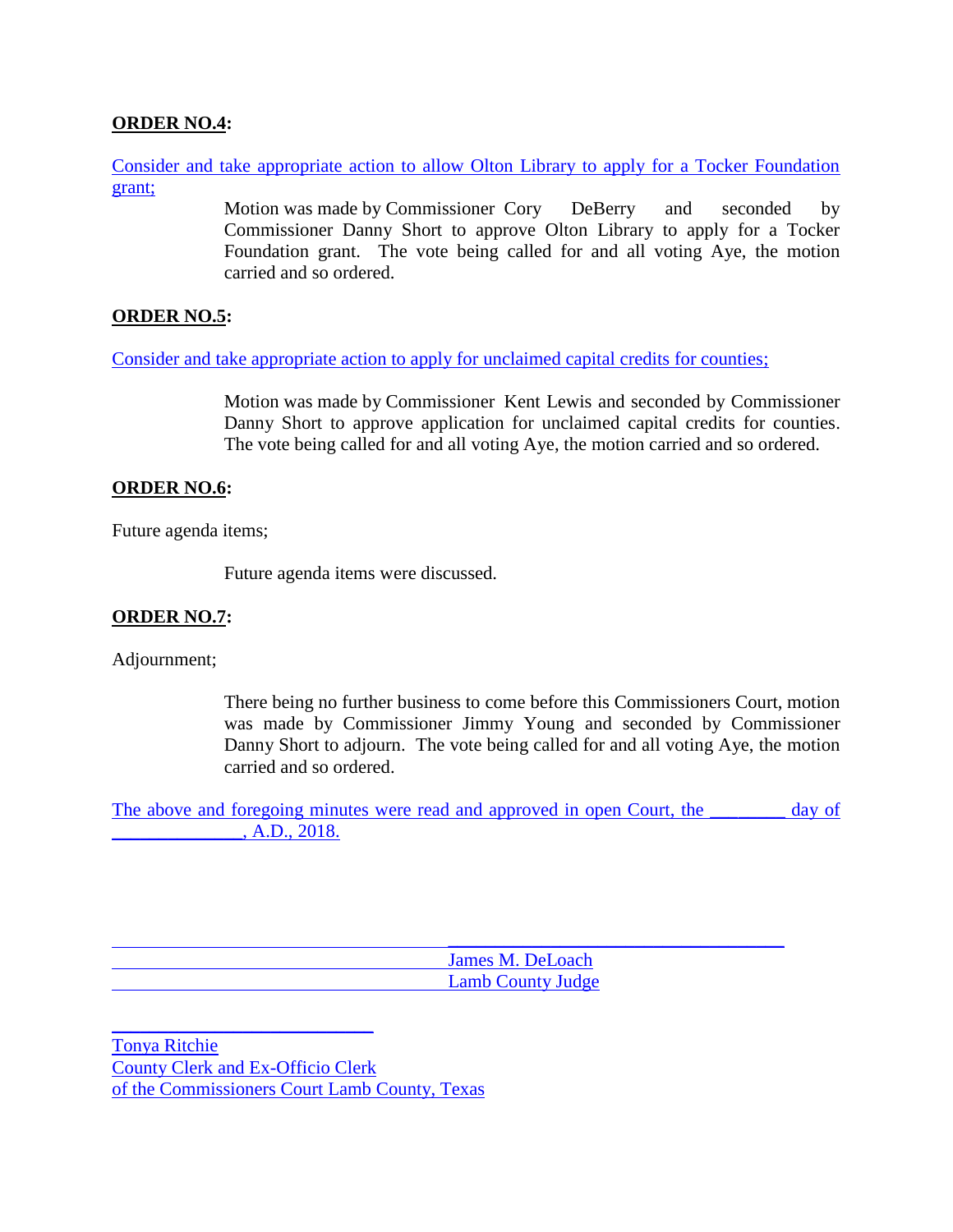**ORDER NO.4:**

Consider and take appropriate action to allow Olton Library to apply for a Tocker Foundation grant;

Motion was made by Commissioner Cory DeBerry and seconded by Commissioner Danny Short to approve Olton Library to apply for a Tocker Foundation grant. The vote being called for and all voting Aye, the motion carried and so ordered.

**ORDER NO.5:**

Consider and take appropriate action to apply for unclaimed capital credits for counties;

Motion was made by Commissioner Kent Lewis and seconded by Commissioner Danny Short to approve application for unclaimed capital credits for counties. The vote being called for and all voting Aye, the motion carried and so ordered.

**ORDER NO.6:**

Future agenda items;

Future agenda items were discussed.

**ORDER NO.7:**

Adjournment;

There being no further business to come before this Commissioners Court, motion was made by Commissioner Jimmy Young and seconded by Commissioner Danny Short to adjourn. The vote being called for and all voting Aye, the motion carried and so ordered.

The above and foregoing minutes were read and approved in open Court, the ________ day of ______________, A.D., 2018.

___________________________________

James M. DeLoach
Lamb County Judge

___________________________

Tonya Ritchie
County Clerk and Ex-Officio Clerk
of the Commissioners Court Lamb County, Texas